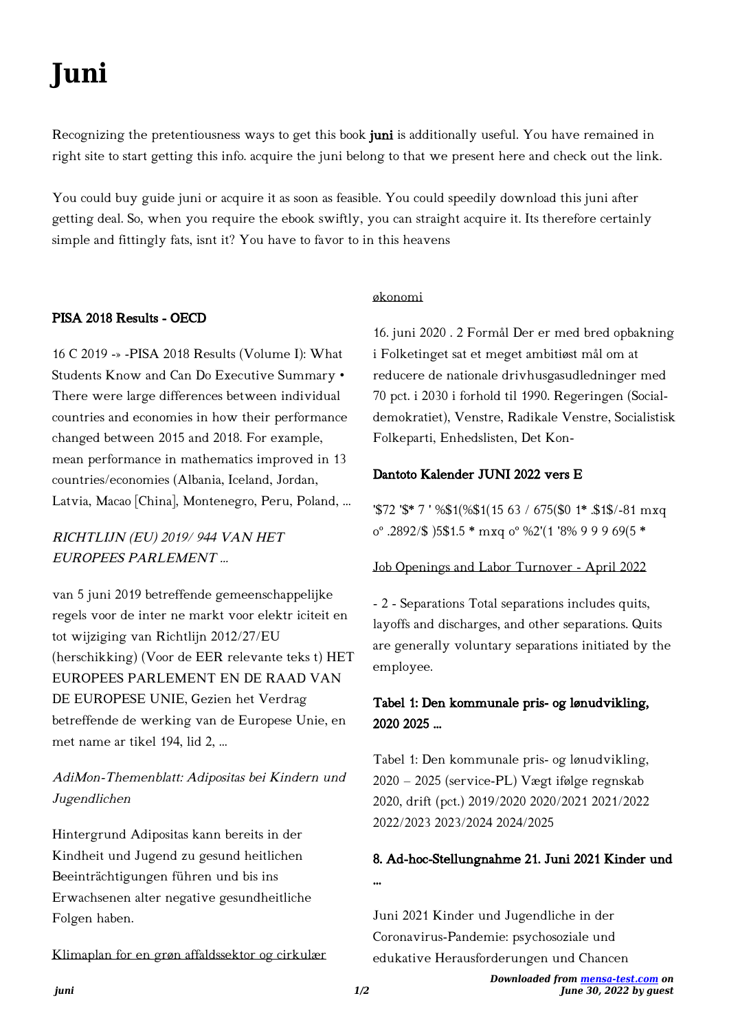# Juni

Recognizing the pretentiousness ways to get this book **juni** is additionally useful. You have remained in right site to start getting this info. acquire the juni belong to that we present here and check out the link.

You could buy guide juni or acquire it as soon as feasible. You could speedily download this juni after getting deal. So, when you require the ebook swiftly, you can straight acquire it. Its therefore certainly simple and fittingly fats, isnt it? You have to favor to in this heavens

## PISA 2018 Results - OECD

16 C 2019 -» -PISA 2018 Results (Volume I): What Students Know and Can Do Executive Summary • There were large differences between individual countries and economies in how their performance changed between 2015 and 2018. For example, mean performance in mathematics improved in 13 countries/economies (Albania, Iceland, Jordan, Latvia, Macao [China], Montenegro, Peru, Poland, ...

## *RICHTLIJN (EU) 2019/ 944 VAN HET EUROPEES PARLEMENT ...*

van 5 juni 2019 betreffende gemeenschappelijke regels voor de inter ne markt voor elektr iciteit en tot wijziging van Richtlijn 2012/27/EU (herschikking) (Voor de EER relevante teks t) HET EUROPEES PARLEMENT EN DE RAAD VAN DE EUROPESE UNIE, Gezien het Verdrag betreffende de werking van de Europese Unie, en met name ar tikel 194, lid 2, ...

## *AdiMon-Themenblatt: Adipositas bei Kindern und Jugendlichen*

Hintergrund Adipositas kann bereits in der Kindheit und Jugend zu gesund heitlichen Beeinträchtigungen führen und bis ins Erwachsenen alter negative gesundheitliche Folgen haben.

## Klimaplan for en grøn affaldssektor og cirkulær økonomi

16. juni 2020 . 2 Formål Der er med bred opbakning i Folketinget sat et meget ambitiøst mål om at reducere de nationale drivhusgasudledninger med 70 pct. i 2030 i forhold til 1990. Regeringen (Socialdemokratiet), Venstre, Radikale Venstre, Socialistisk Folkeparti, Enhedslisten, Det Kon-

## Dantoto Kalender JUNI 2022 vers E

'$72 '$* 7 ' %$1(%$1(15 63 / 675($0 1* .$1$/-81 mxq oº .2892/$ )5$1.5 * mxq oº %2'(1 '8% 9 9 9 69(5 *

## Job Openings and Labor Turnover - April 2022

- 2 - Separations Total separations includes quits, layoffs and discharges, and other separations. Quits are generally voluntary separations initiated by the employee.

## Tabel 1: Den kommunale pris- og lønudvikling, 2020 2025 ...

Tabel 1: Den kommunale pris- og lønudvikling, 2020 – 2025 (service-PL) Vægt ifølge regnskab 2020, drift (pct.) 2019/2020 2020/2021 2021/2022 2022/2023 2023/2024 2024/2025

## 8. Ad-hoc-Stellungnahme 21. Juni 2021 Kinder und ...

Juni 2021 Kinder und Jugendliche in der Coronavirus-Pandemie: psychosoziale und edukative Herausforderungen und Chancen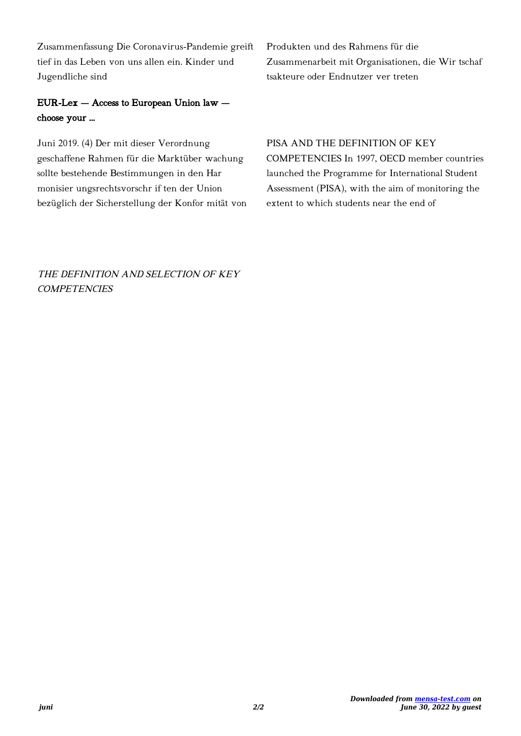Zusammenfassung Die Coronavirus-Pandemie greift tief in das Leben von uns allen ein. Kinder und Jugendliche sind

## EUR-Lex — Access to European Union law — choose your …

Juni 2019. (4) Der mit dieser Verordnung geschaffene Rahmen für die Marktüber wachung sollte bestehende Bestimmungen in den Har monisier ungsrechtsvorschr if ten der Union bezüglich der Sicherstellung der Konfor mität von Produkten und des Rahmens für die Zusammenarbeit mit Organisationen, die Wir tschaf tsakteure oder Endnutzer ver treten

PISA AND THE DEFINITION OF KEY COMPETENCIES In 1997, OECD member countries launched the Programme for International Student Assessment (PISA), with the aim of monitoring the extent to which students near the end of

*THE DEFINITION AND SELECTION OF KEY COMPETENCIES*